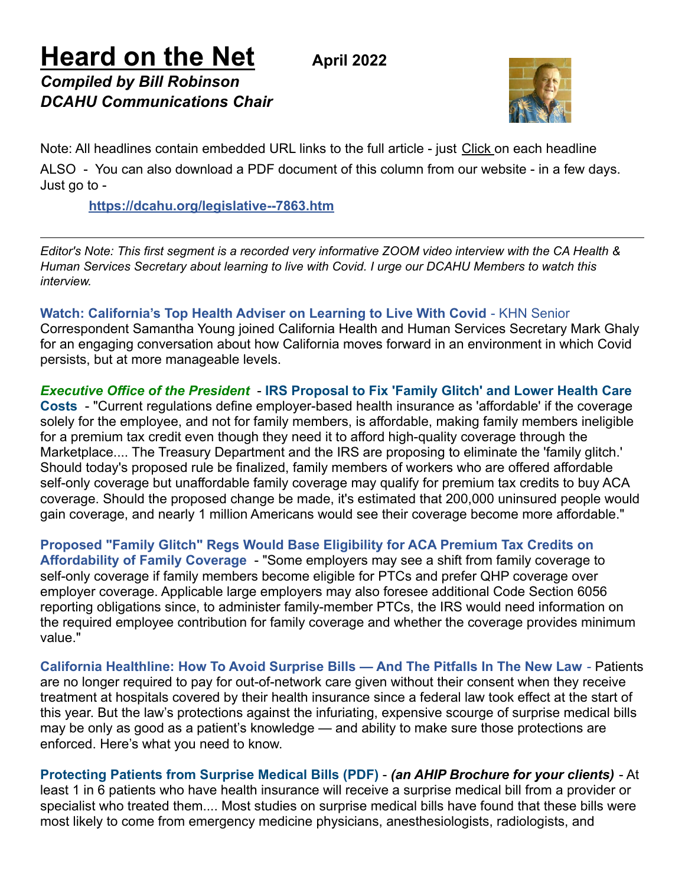# Heard on the Net

**April 2022**

***Compiled by Bill Robinson***
***DCAHU Communications Chair***

Note: All headlines contain embedded URL links to the full article - just Click on each headline

ALSO - You can also download a PDF document of this column from our website - in a few days. Just go to -

**https://dcahu.org/legislative--7863.htm**

---

*Editor's Note: This first segment is a recorded very informative ZOOM video interview with the CA Health & Human Services Secretary about learning to live with Covid. I urge our DCAHU Members to watch this interview.*

**Watch: California's Top Health Adviser on Learning to Live With Covid** - KHN Senior Correspondent Samantha Young joined California Health and Human Services Secretary Mark Ghaly for an engaging conversation about how California moves forward in an environment in which Covid persists, but at more manageable levels.

***Executive Office of the President*** - **IRS Proposal to Fix 'Family Glitch' and Lower Health Care Costs** - "Current regulations define employer-based health insurance as 'affordable' if the coverage solely for the employee, and not for family members, is affordable, making family members ineligible for a premium tax credit even though they need it to afford high-quality coverage through the Marketplace.... The Treasury Department and the IRS are proposing to eliminate the 'family glitch.' Should today's proposed rule be finalized, family members of workers who are offered affordable self-only coverage but unaffordable family coverage may qualify for premium tax credits to buy ACA coverage. Should the proposed change be made, it's estimated that 200,000 uninsured people would gain coverage, and nearly 1 million Americans would see their coverage become more affordable."

**Proposed "Family Glitch" Regs Would Base Eligibility for ACA Premium Tax Credits on Affordability of Family Coverage** - "Some employers may see a shift from family coverage to self-only coverage if family members become eligible for PTCs and prefer QHP coverage over employer coverage. Applicable large employers may also foresee additional Code Section 6056 reporting obligations since, to administer family-member PTCs, the IRS would need information on the required employee contribution for family coverage and whether the coverage provides minimum value."

**California Healthline: How To Avoid Surprise Bills — And The Pitfalls In The New Law** - Patients are no longer required to pay for out-of-network care given without their consent when they receive treatment at hospitals covered by their health insurance since a federal law took effect at the start of this year. But the law's protections against the infuriating, expensive scourge of surprise medical bills may be only as good as a patient's knowledge — and ability to make sure those protections are enforced. Here's what you need to know.

**Protecting Patients from Surprise Medical Bills (PDF)** - ***(an AHIP Brochure for your clients)*** - At least 1 in 6 patients who have health insurance will receive a surprise medical bill from a provider or specialist who treated them.... Most studies on surprise medical bills have found that these bills were most likely to come from emergency medicine physicians, anesthesiologists, radiologists, and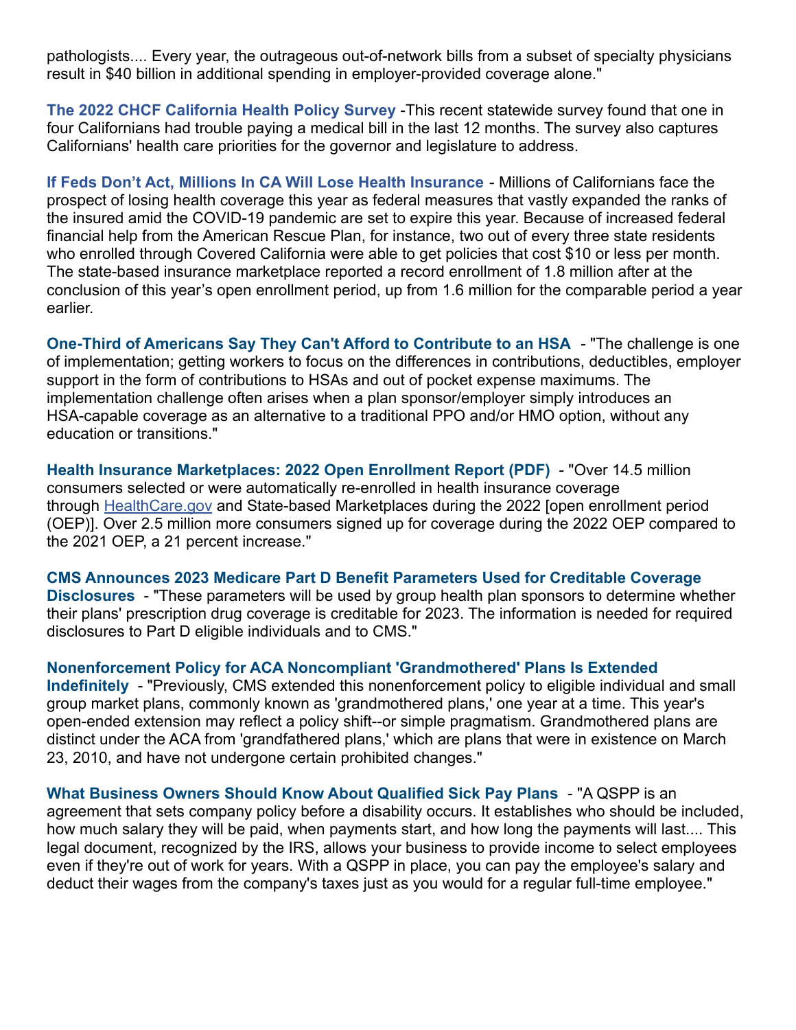pathologists.... Every year, the outrageous out-of-network bills from a subset of specialty physicians result in $40 billion in additional spending in employer-provided coverage alone."

**The 2022 CHCF California Health Policy Survey** -This recent statewide survey found that one in four Californians had trouble paying a medical bill in the last 12 months. The survey also captures Californians' health care priorities for the governor and legislature to address.

**If Feds Don't Act, Millions In CA Will Lose Health Insurance** - Millions of Californians face the prospect of losing health coverage this year as federal measures that vastly expanded the ranks of the insured amid the COVID-19 pandemic are set to expire this year. Because of increased federal financial help from the American Rescue Plan, for instance, two out of every three state residents who enrolled through Covered California were able to get policies that cost $10 or less per month. The state-based insurance marketplace reported a record enrollment of 1.8 million after at the conclusion of this year's open enrollment period, up from 1.6 million for the comparable period a year earlier.

**One-Third of Americans Say They Can't Afford to Contribute to an HSA** - "The challenge is one of implementation; getting workers to focus on the differences in contributions, deductibles, employer support in the form of contributions to HSAs and out of pocket expense maximums. The implementation challenge often arises when a plan sponsor/employer simply introduces an HSA-capable coverage as an alternative to a traditional PPO and/or HMO option, without any education or transitions."

**Health Insurance Marketplaces: 2022 Open Enrollment Report (PDF)** - "Over 14.5 million consumers selected or were automatically re-enrolled in health insurance coverage through HealthCare.gov and State-based Marketplaces during the 2022 [open enrollment period (OEP)]. Over 2.5 million more consumers signed up for coverage during the 2022 OEP compared to the 2021 OEP, a 21 percent increase."

**CMS Announces 2023 Medicare Part D Benefit Parameters Used for Creditable Coverage Disclosures** - "These parameters will be used by group health plan sponsors to determine whether their plans' prescription drug coverage is creditable for 2023. The information is needed for required disclosures to Part D eligible individuals and to CMS."

**Nonenforcement Policy for ACA Noncompliant 'Grandmothered' Plans Is Extended Indefinitely** - "Previously, CMS extended this nonenforcement policy to eligible individual and small group market plans, commonly known as 'grandmothered plans,' one year at a time. This year's open-ended extension may reflect a policy shift--or simple pragmatism. Grandmothered plans are distinct under the ACA from 'grandfathered plans,' which are plans that were in existence on March 23, 2010, and have not undergone certain prohibited changes."

**What Business Owners Should Know About Qualified Sick Pay Plans** - "A QSPP is an agreement that sets company policy before a disability occurs. It establishes who should be included, how much salary they will be paid, when payments start, and how long the payments will last.... This legal document, recognized by the IRS, allows your business to provide income to select employees even if they're out of work for years. With a QSPP in place, you can pay the employee's salary and deduct their wages from the company's taxes just as you would for a regular full-time employee."